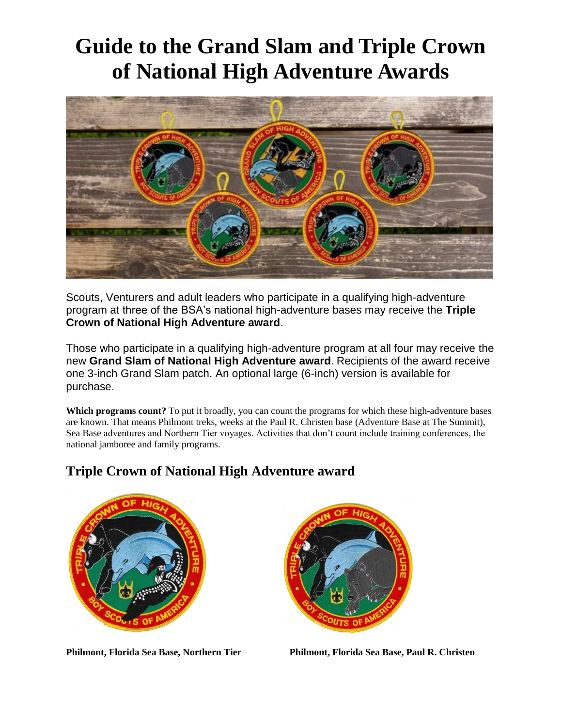# Guide to the Grand Slam and Triple Crown of National High Adventure Awards

Scouts, Venturers and adult leaders who participate in a qualifying high-adventure program at three of the BSA's national high-adventure bases may receive the **Triple Crown of National High Adventure award**.

Those who participate in a qualifying high-adventure program at all four may receive the new **Grand Slam of National High Adventure award**. Recipients of the award receive one 3-inch Grand Slam patch. An optional large (6-inch) version is available for purchase.

**Which programs count?** To put it broadly, you can count the programs for which these high-adventure bases are known. That means Philmont treks, weeks at the Paul R. Christen base (Adventure Base at The Summit), Sea Base adventures and Northern Tier voyages. Activities that don't count include training conferences, the national jamboree and family programs.

## Triple Crown of National High Adventure award

**Philmont, Florida Sea Base, Northern Tier**

**Philmont, Florida Sea Base, Paul R. Christen**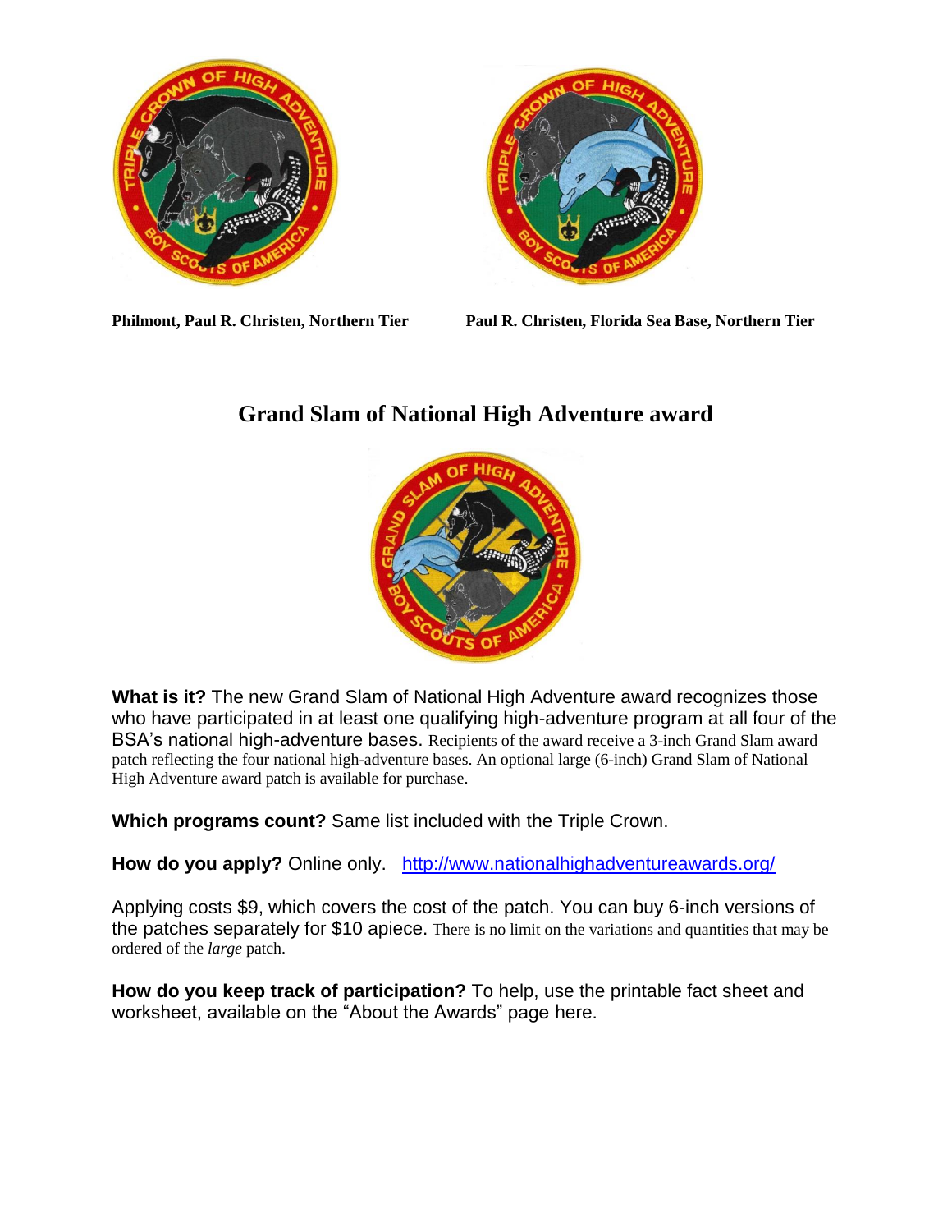**Philmont, Paul R. Christen, Northern Tier** **Paul R. Christen, Florida Sea Base, Northern Tier**

## Grand Slam of National High Adventure award

**What is it?** The new Grand Slam of National High Adventure award recognizes those who have participated in at least one qualifying high-adventure program at all four of the BSA's national high-adventure bases. Recipients of the award receive a 3-inch Grand Slam award patch reflecting the four national high-adventure bases. An optional large (6-inch) Grand Slam of National High Adventure award patch is available for purchase.

**Which programs count?** Same list included with the Triple Crown.

**How do you apply?** Online only. http://www.nationalhighadventureawards.org/

Applying costs $9, which covers the cost of the patch. You can buy 6-inch versions of the patches separately for $10 apiece. There is no limit on the variations and quantities that may be ordered of the *large* patch.

**How do you keep track of participation?** To help, use the printable fact sheet and worksheet, available on the "About the Awards" page here.